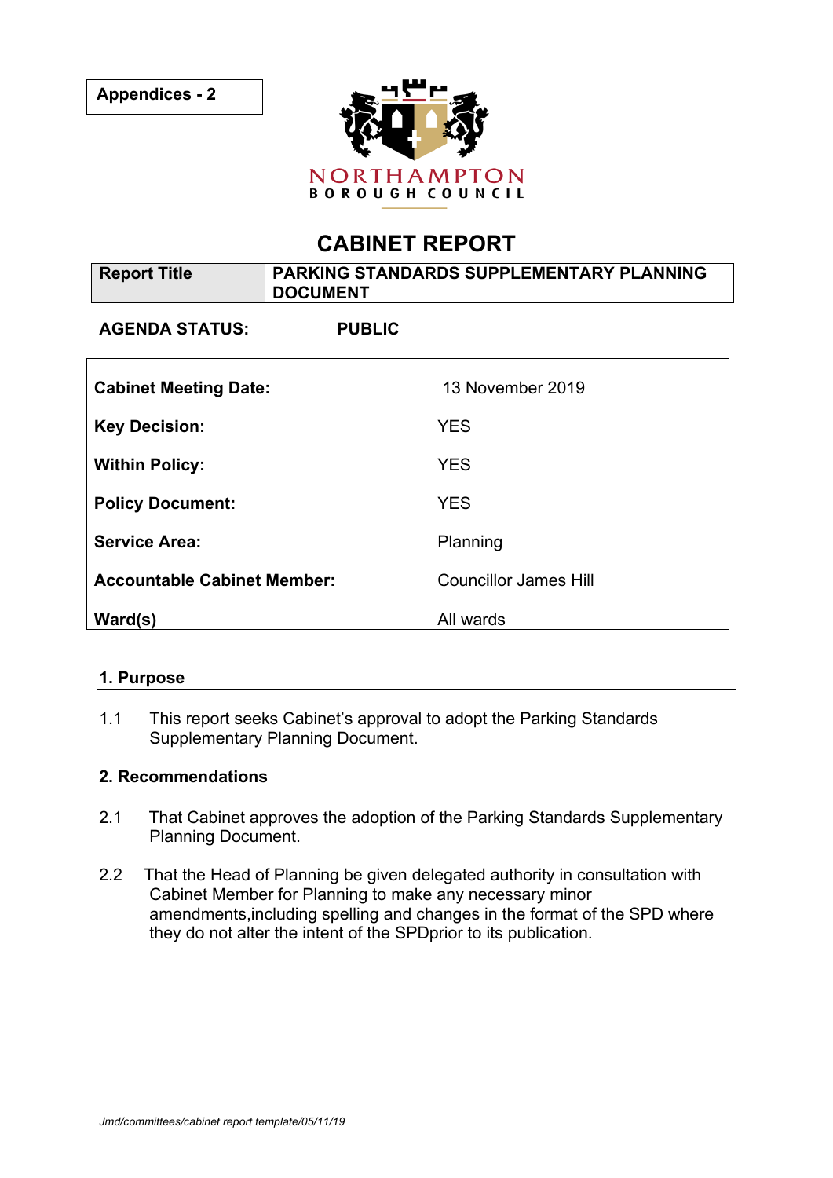**Appendices - 2**

NORTHAMPTON
BOROUGH COUNCIL

# CABINET REPORT

| Report Title | PARKING STANDARDS SUPPLEMENTARY PLANNING DOCUMENT |
|---|---|

**AGENDA STATUS:** **PUBLIC**

| | |
|---|---|
| **Cabinet Meeting Date:** | 13 November 2019 |
| **Key Decision:** | YES |
| **Within Policy:** | YES |
| **Policy Document:** | YES |
| **Service Area:** | Planning |
| **Accountable Cabinet Member:** | Councillor James Hill |
| **Ward(s)** | All wards |

## 1. Purpose

1.1 This report seeks Cabinet's approval to adopt the Parking Standards Supplementary Planning Document.

## 2. Recommendations

2.1 That Cabinet approves the adoption of the Parking Standards Supplementary Planning Document.

2.2 That the Head of Planning be given delegated authority in consultation with Cabinet Member for Planning to make any necessary minor amendments,including spelling and changes in the format of the SPD where they do not alter the intent of the SPDprior to its publication.

*Jmd/committees/cabinet report template/05/11/19*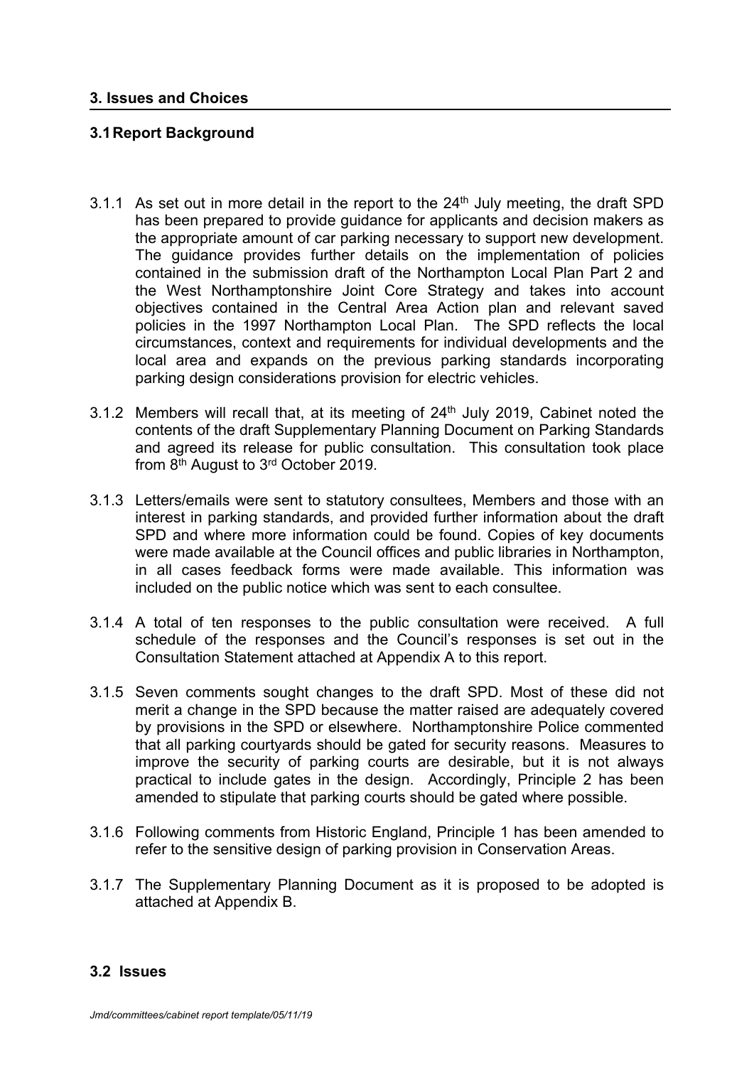## 3. Issues and Choices

### 3.1 Report Background

3.1.1 As set out in more detail in the report to the 24th July meeting, the draft SPD has been prepared to provide guidance for applicants and decision makers as the appropriate amount of car parking necessary to support new development. The guidance provides further details on the implementation of policies contained in the submission draft of the Northampton Local Plan Part 2 and the West Northamptonshire Joint Core Strategy and takes into account objectives contained in the Central Area Action plan and relevant saved policies in the 1997 Northampton Local Plan. The SPD reflects the local circumstances, context and requirements for individual developments and the local area and expands on the previous parking standards incorporating parking design considerations provision for electric vehicles.

3.1.2 Members will recall that, at its meeting of 24th July 2019, Cabinet noted the contents of the draft Supplementary Planning Document on Parking Standards and agreed its release for public consultation. This consultation took place from 8th August to 3rd October 2019.

3.1.3 Letters/emails were sent to statutory consultees, Members and those with an interest in parking standards, and provided further information about the draft SPD and where more information could be found. Copies of key documents were made available at the Council offices and public libraries in Northampton, in all cases feedback forms were made available. This information was included on the public notice which was sent to each consultee.

3.1.4 A total of ten responses to the public consultation were received. A full schedule of the responses and the Council's responses is set out in the Consultation Statement attached at Appendix A to this report.

3.1.5 Seven comments sought changes to the draft SPD. Most of these did not merit a change in the SPD because the matter raised are adequately covered by provisions in the SPD or elsewhere. Northamptonshire Police commented that all parking courtyards should be gated for security reasons. Measures to improve the security of parking courts are desirable, but it is not always practical to include gates in the design. Accordingly, Principle 2 has been amended to stipulate that parking courts should be gated where possible.

3.1.6 Following comments from Historic England, Principle 1 has been amended to refer to the sensitive design of parking provision in Conservation Areas.

3.1.7 The Supplementary Planning Document as it is proposed to be adopted is attached at Appendix B.

### 3.2 Issues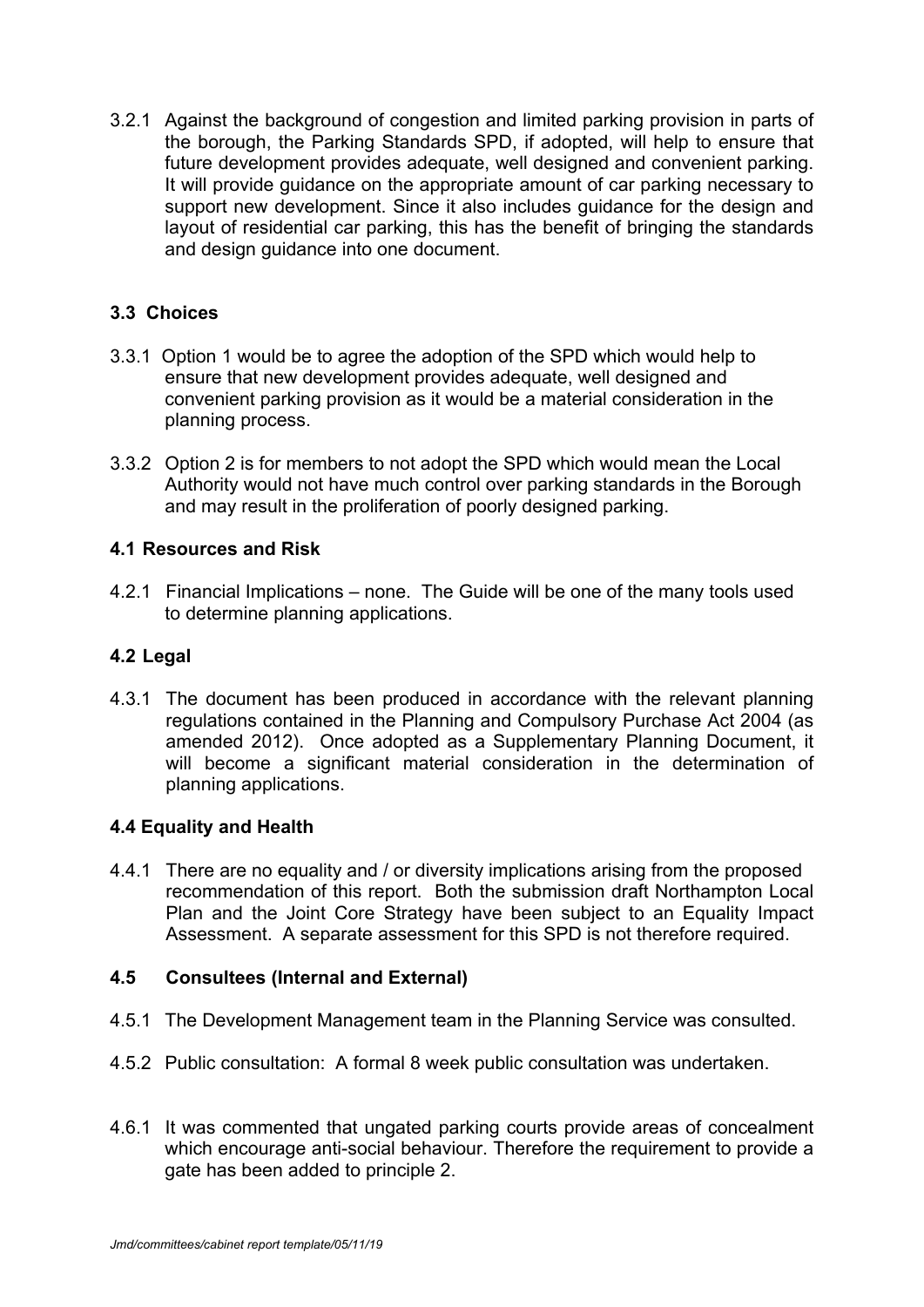3.2.1 Against the background of congestion and limited parking provision in parts of the borough, the Parking Standards SPD, if adopted, will help to ensure that future development provides adequate, well designed and convenient parking. It will provide guidance on the appropriate amount of car parking necessary to support new development. Since it also includes guidance for the design and layout of residential car parking, this has the benefit of bringing the standards and design guidance into one document.

### 3.3 Choices

3.3.1 Option 1 would be to agree the adoption of the SPD which would help to ensure that new development provides adequate, well designed and convenient parking provision as it would be a material consideration in the planning process.

3.3.2 Option 2 is for members to not adopt the SPD which would mean the Local Authority would not have much control over parking standards in the Borough and may result in the proliferation of poorly designed parking.

### 4.1 Resources and Risk

4.2.1 Financial Implications – none. The Guide will be one of the many tools used to determine planning applications.

### 4.2 Legal

4.3.1 The document has been produced in accordance with the relevant planning regulations contained in the Planning and Compulsory Purchase Act 2004 (as amended 2012). Once adopted as a Supplementary Planning Document, it will become a significant material consideration in the determination of planning applications.

### 4.4 Equality and Health

4.4.1 There are no equality and / or diversity implications arising from the proposed recommendation of this report. Both the submission draft Northampton Local Plan and the Joint Core Strategy have been subject to an Equality Impact Assessment. A separate assessment for this SPD is not therefore required.

### 4.5 Consultees (Internal and External)

4.5.1 The Development Management team in the Planning Service was consulted.

4.5.2 Public consultation: A formal 8 week public consultation was undertaken.

4.6.1 It was commented that ungated parking courts provide areas of concealment which encourage anti-social behaviour. Therefore the requirement to provide a gate has been added to principle 2.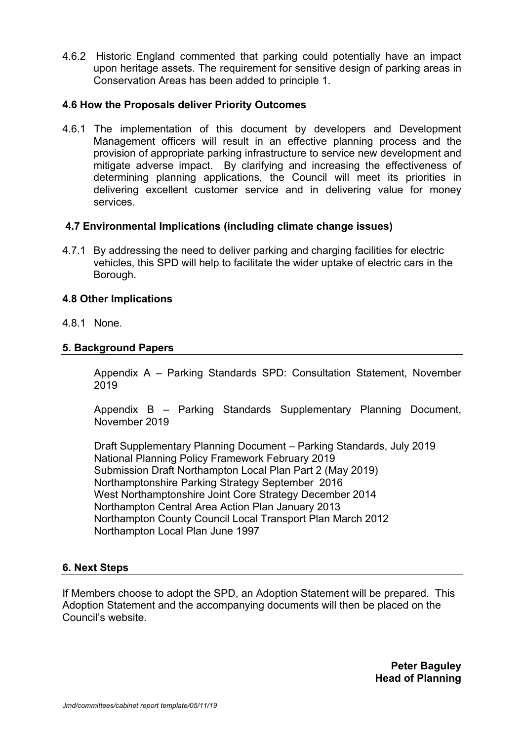4.6.2 Historic England commented that parking could potentially have an impact upon heritage assets. The requirement for sensitive design of parking areas in Conservation Areas has been added to principle 1.

### 4.6 How the Proposals deliver Priority Outcomes

4.6.1 The implementation of this document by developers and Development Management officers will result in an effective planning process and the provision of appropriate parking infrastructure to service new development and mitigate adverse impact. By clarifying and increasing the effectiveness of determining planning applications, the Council will meet its priorities in delivering excellent customer service and in delivering value for money services.

### 4.7 Environmental Implications (including climate change issues)

4.7.1 By addressing the need to deliver parking and charging facilities for electric vehicles, this SPD will help to facilitate the wider uptake of electric cars in the Borough.

### 4.8 Other Implications

4.8.1 None.

## 5. Background Papers

Appendix A – Parking Standards SPD: Consultation Statement, November 2019

Appendix B – Parking Standards Supplementary Planning Document, November 2019

Draft Supplementary Planning Document – Parking Standards, July 2019
National Planning Policy Framework February 2019
Submission Draft Northampton Local Plan Part 2 (May 2019)
Northamptonshire Parking Strategy September 2016
West Northamptonshire Joint Core Strategy December 2014
Northampton Central Area Action Plan January 2013
Northampton County Council Local Transport Plan March 2012
Northampton Local Plan June 1997

## 6. Next Steps

If Members choose to adopt the SPD, an Adoption Statement will be prepared. This Adoption Statement and the accompanying documents will then be placed on the Council's website.

**Peter Baguley**
**Head of Planning**

*Jmd/committees/cabinet report template/05/11/19*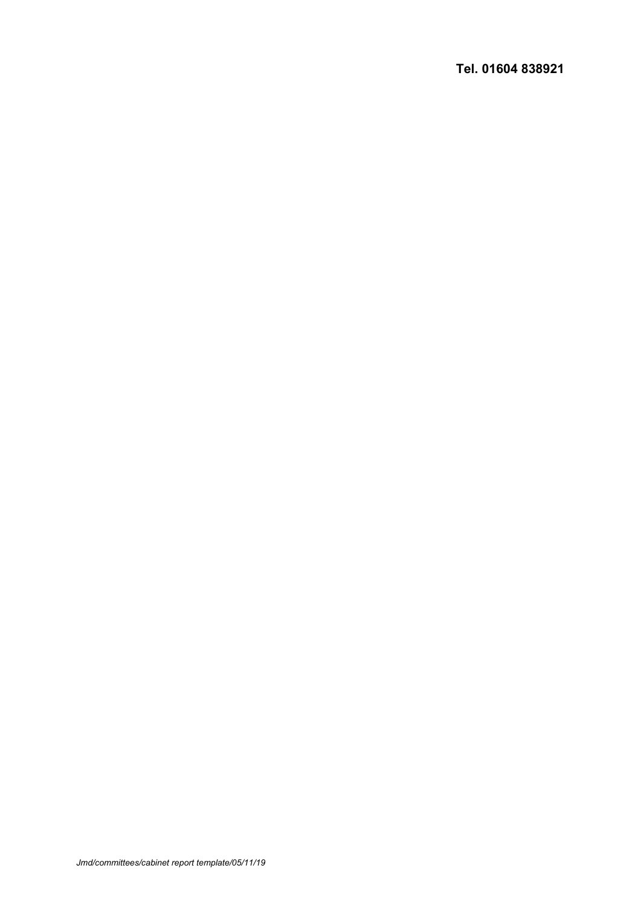**Tel. 01604 838921**